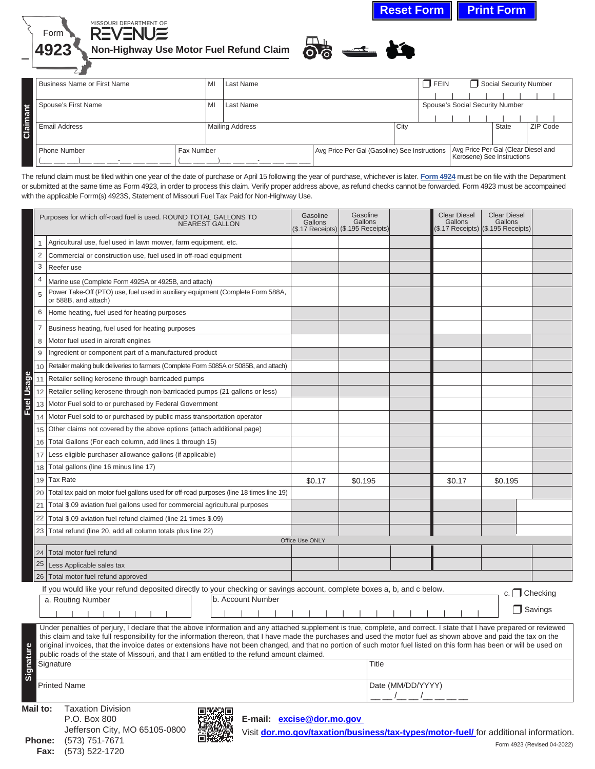Reset Form | Print Form

Form **4923**

MISSOURI DEPARTMENT OF REVENUE

# Non-Highway Use Motor Fuel Refund Claim

**Claimant**

| Business Name or First Name | MI | Last Name | ❐ FEIN ❐ Social Security Number |
|---|---|---|---|
| Spouse's First Name | MI | Last Name | Spouse's Social Security Number |
| Email Address | Mailing Address | City | State / ZIP Code |
| Phone Number (\_\_\_ \_\_\_ \_\_\_)\_\_\_ \_\_\_ \_\_\_-\_\_\_ \_\_\_ \_\_\_ \_\_\_ | Fax Number (\_\_\_ \_\_\_ \_\_\_)\_\_\_ \_\_\_ \_\_\_-\_\_\_ \_\_\_ \_\_\_ \_\_\_ | Avg Price Per Gal (Gasoline) See Instructions | Avg Price Per Gal (Clear Diesel and Kerosene) See Instructions |

The refund claim must be filed within one year of the date of purchase or April 15 following the year of purchase, whichever is later. Form 4924 must be on file with the Department or submitted at the same time as Form 4923, in order to process this claim. Verify proper address above, as refund checks cannot be forwarded. Form 4923 must be accompanied with the applicable Forrm(s) 4923S, Statement of Missouri Fuel Tax Paid for Non-Highway Use.

**Fuel Usage**

| | Purposes for which off-road fuel is used. ROUND TOTAL GALLONS TO NEAREST GALLON | Gasoline Gallons ($.17 Receipts) | Gasoline Gallons ($.195 Receipts) | | Clear Diesel Gallons ($.17 Receipts) | Clear Diesel Gallons ($.195 Receipts) | |
|---|---|---|---|---|---|---|---|
| 1 | Agricultural use, fuel used in lawn mower, farm equipment, etc. | | | | | | |
| 2 | Commercial or construction use, fuel used in off-road equipment | | | | | | |
| 3 | Reefer use | | | | | | |
| 4 | Marine use (Complete Form 4925A or 4925B, and attach) | | | | | | |
| 5 | Power Take-Off (PTO) use, fuel used in auxiliary equipment (Complete Form 588A, or 588B, and attach) | | | | | | |
| 6 | Home heating, fuel used for heating purposes | | | | | | |
| 7 | Business heating, fuel used for heating purposes | | | | | | |
| 8 | Motor fuel used in aircraft engines | | | | | | |
| 9 | Ingredient or component part of a manufactured product | | | | | | |
| 10 | Retailer making bulk deliveries to farmers (Complete Form 5085A or 5085B, and attach) | | | | | | |
| 11 | Retailer selling kerosene through barricaded pumps | | | | | | |
| 12 | Retailer selling kerosene through non-barricaded pumps (21 gallons or less) | | | | | | |
| 13 | Motor Fuel sold to or purchased by Federal Government | | | | | | |
| 14 | Motor Fuel sold to or purchased by public mass transportation operator | | | | | | |
| 15 | Other claims not covered by the above options (attach additional page) | | | | | | |
| 16 | Total Gallons (For each column, add lines 1 through 15) | | | | | | |
| 17 | Less eligible purchaser allowance gallons (if applicable) | | | | | | |
| 18 | Total gallons (line 16 minus line 17) | | | | | | |
| 19 | Tax Rate | $0.17 | $0.195 | | $0.17 | $0.195 | |
| 20 | Total tax paid on motor fuel gallons used for off-road purposes (line 18 times line 19) | | | | | | |
| 21 | Total $.09 aviation fuel gallons used for commercial agricultural purposes | | | | | | |
| 22 | Total $.09 aviation fuel refund claimed (line 21 times $.09) | | | | | | |
| 23 | Total refund (line 20, add all column totals plus line 22) | | | | | | |
| | **Office Use ONLY** | | | | | | |
| 24 | Total motor fuel refund | | | | | | |
| 25 | Less Applicable sales tax | | | | | | |
| 26 | Total motor fuel refund approved | | | | | | |

If you would like your refund deposited directly to your checking or savings account, complete boxes a, b, and c below.

| a. Routing Number | b. Account Number | c. ❐ Checking ❐ Savings |
|---|---|---|
| | | |

**Signature**

Under penalties of perjury, I declare that the above information and any attached supplement is true, complete, and correct. I state that I have prepared or reviewed this claim and take full responsibility for the information thereon, that I have made the purchases and used the motor fuel as shown above and paid the tax on the original invoices, that the invoice dates or extensions have not been changed, and that no portion of such motor fuel listed on this form has been or will be used on public roads of the state of Missouri, and that I am entitled to the refund amount claimed.

| Signature | Title |
|---|---|
| Printed Name | Date (MM/DD/YYYY) \_\_ \_\_/\_\_ \_\_/\_\_ \_\_ \_\_ \_\_ |

**Mail to:** Taxation Division
P.O. Box 800
Jefferson City, MO 65105-0800

**Phone:** (573) 751-7671
**Fax:** (573) 522-1720

**E-mail:** excise@dor.mo.gov

Visit dor.mo.gov/taxation/business/tax-types/motor-fuel/ for additional information.

Form 4923 (Revised 04-2022)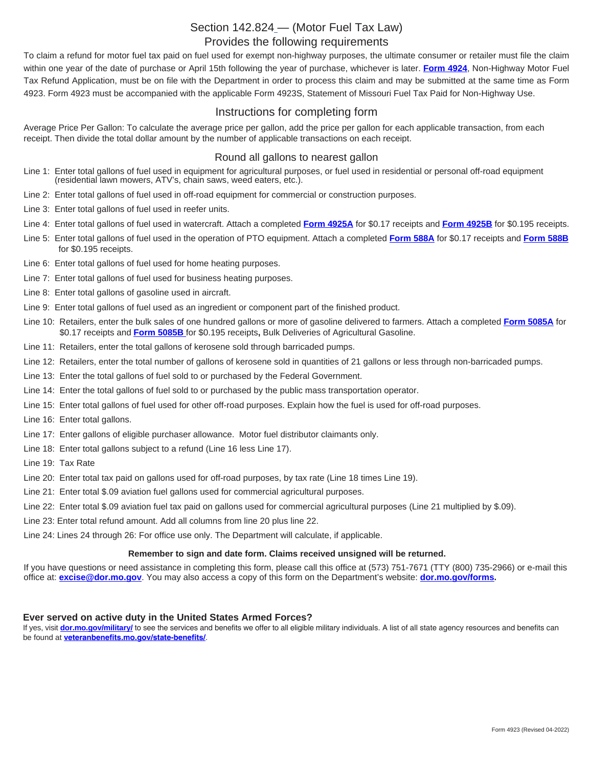## Section 142.824 — (Motor Fuel Tax Law)
## Provides the following requirements

To claim a refund for motor fuel tax paid on fuel used for exempt non-highway purposes, the ultimate consumer or retailer must file the claim within one year of the date of purchase or April 15th following the year of purchase, whichever is later. **Form 4924**, Non-Highway Motor Fuel Tax Refund Application, must be on file with the Department in order to process this claim and may be submitted at the same time as Form 4923. Form 4923 must be accompanied with the applicable Form 4923S, Statement of Missouri Fuel Tax Paid for Non-Highway Use.

## Instructions for completing form

Average Price Per Gallon: To calculate the average price per gallon, add the price per gallon for each applicable transaction, from each receipt. Then divide the total dollar amount by the number of applicable transactions on each receipt.

### Round all gallons to nearest gallon

Line 1: Enter total gallons of fuel used in equipment for agricultural purposes, or fuel used in residential or personal off-road equipment (residential lawn mowers, ATV's, chain saws, weed eaters, etc.).

Line 2: Enter total gallons of fuel used in off-road equipment for commercial or construction purposes.

Line 3: Enter total gallons of fuel used in reefer units.

Line 4: Enter total gallons of fuel used in watercraft. Attach a completed **Form 4925A** for $0.17 receipts and **Form 4925B** for $0.195 receipts.

Line 5: Enter total gallons of fuel used in the operation of PTO equipment. Attach a completed **Form 588A** for $0.17 receipts and **Form 588B** for $0.195 receipts.

Line 6: Enter total gallons of fuel used for home heating purposes.

Line 7: Enter total gallons of fuel used for business heating purposes.

Line 8: Enter total gallons of gasoline used in aircraft.

Line 9: Enter total gallons of fuel used as an ingredient or component part of the finished product.

Line 10: Retailers, enter the bulk sales of one hundred gallons or more of gasoline delivered to farmers. Attach a completed **Form 5085A** for $0.17 receipts and **Form 5085B** for $0.195 receipts**,** Bulk Deliveries of Agricultural Gasoline.

Line 11: Retailers, enter the total gallons of kerosene sold through barricaded pumps.

Line 12: Retailers, enter the total number of gallons of kerosene sold in quantities of 21 gallons or less through non-barricaded pumps.

Line 13: Enter the total gallons of fuel sold to or purchased by the Federal Government.

Line 14: Enter the total gallons of fuel sold to or purchased by the public mass transportation operator.

Line 15: Enter total gallons of fuel used for other off-road purposes. Explain how the fuel is used for off-road purposes.

Line 16: Enter total gallons.

Line 17: Enter gallons of eligible purchaser allowance. Motor fuel distributor claimants only.

Line 18: Enter total gallons subject to a refund (Line 16 less Line 17).

Line 19: Tax Rate

Line 20: Enter total tax paid on gallons used for off-road purposes, by tax rate (Line 18 times Line 19).

Line 21: Enter total $.09 aviation fuel gallons used for commercial agricultural purposes.

Line 22: Enter total $.09 aviation fuel tax paid on gallons used for commercial agricultural purposes (Line 21 multiplied by $.09).

Line 23: Enter total refund amount. Add all columns from line 20 plus line 22.

Line 24: Lines 24 through 26: For office use only. The Department will calculate, if applicable.

**Remember to sign and date form. Claims received unsigned will be returned.**

If you have questions or need assistance in completing this form, please call this office at (573) 751-7671 (TTY (800) 735-2966) or e-mail this office at: **excise@dor.mo.gov**. You may also access a copy of this form on the Department's website: **dor.mo.gov/forms.**

### Ever served on active duty in the United States Armed Forces?

If yes, visit **dor.mo.gov/military/** to see the services and benefits we offer to all eligible military individuals. A list of all state agency resources and benefits can be found at **veteranbenefits.mo.gov/state-benefits/**.

Form 4923 (Revised 04-2022)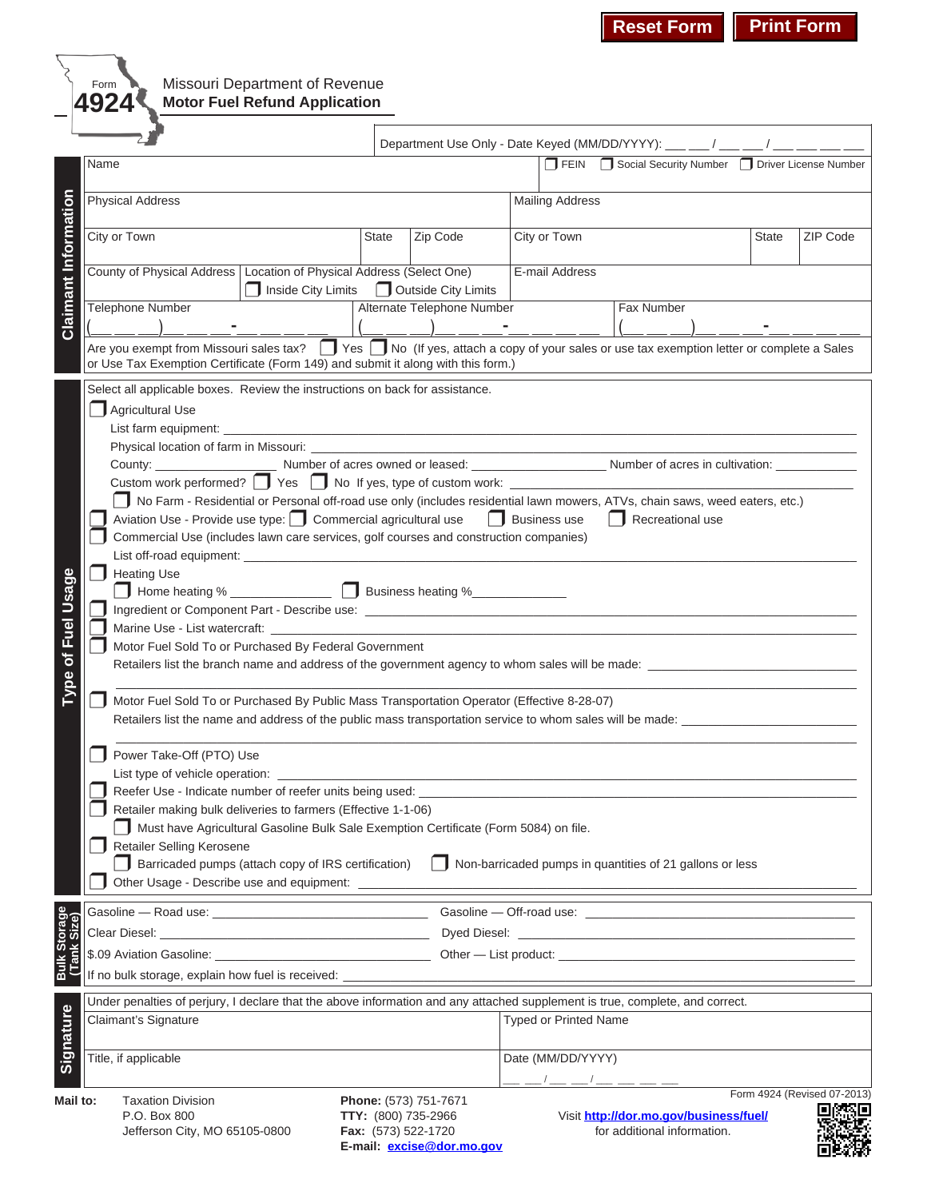Reset Form | Print Form

Form **4924**

Missouri Department of Revenue
## Motor Fuel Refund Application

Department Use Only - Date Keyed (MM/DD/YYYY): ___ ___ / ___ ___ / ___ ___ ___ ___

### Claimant Information

| Name | | | ☐ FEIN ☐ Social Security Number ☐ Driver License Number | | |
|---|---|---|---|---|---|
| Physical Address | | | Mailing Address | | |
| City or Town | State | Zip Code | City or Town | State | ZIP Code |
| County of Physical Address | Location of Physical Address (Select One) ☐ Inside City Limits ☐ Outside City Limits | | E-mail Address | | |
| Telephone Number ( ) - | Alternate Telephone Number ( ) - | | Fax Number ( ) - | | |

Are you exempt from Missouri sales tax? ☐ Yes ☐ No (If yes, attach a copy of your sales or use tax exemption letter or complete a Sales or Use Tax Exemption Certificate (Form 149) and submit it along with this form.)

### Type of Fuel Usage

Select all applicable boxes. Review the instructions on back for assistance.

☐ Agricultural Use
- List farm equipment: ________
- Physical location of farm in Missouri: ________
- County: ________ Number of acres owned or leased: ________ Number of acres in cultivation: ________
- Custom work performed? ☐ Yes ☐ No If yes, type of custom work: ________
- ☐ No Farm - Residential or Personal off-road use only (includes residential lawn mowers, ATVs, chain saws, weed eaters, etc.)

☐ Aviation Use - Provide use type: ☐ Commercial agricultural use ☐ Business use ☐ Recreational use

☐ Commercial Use (includes lawn care services, golf courses and construction companies)
- List off-road equipment: ________

☐ Heating Use
- ☐ Home heating % ________ ☐ Business heating % ________

☐ Ingredient or Component Part - Describe use: ________

☐ Marine Use - List watercraft: ________

☐ Motor Fuel Sold To or Purchased By Federal Government
- Retailers list the branch name and address of the government agency to whom sales will be made: ________

☐ Motor Fuel Sold To or Purchased By Public Mass Transportation Operator (Effective 8-28-07)
- Retailers list the name and address of the public mass transportation service to whom sales will be made: ________

☐ Power Take-Off (PTO) Use
- List type of vehicle operation: ________

☐ Reefer Use - Indicate number of reefer units being used: ________

☐ Retailer making bulk deliveries to farmers (Effective 1-1-06)
- ☐ Must have Agricultural Gasoline Bulk Sale Exemption Certificate (Form 5084) on file.

☐ Retailer Selling Kerosene
- ☐ Barricaded pumps (attach copy of IRS certification) ☐ Non-barricaded pumps in quantities of 21 gallons or less

☐ Other Usage - Describe use and equipment: ________

### Bulk Storage (Tank Size)

| | |
|---|---|
| Gasoline — Road use: ________ | Gasoline — Off-road use: ________ |
| Clear Diesel: ________ | Dyed Diesel: ________ |
| $.09 Aviation Gasoline: ________ | Other — List product: ________ |

If no bulk storage, explain how fuel is received: ________

### Signature

Under penalties of perjury, I declare that the above information and any attached supplement is true, complete, and correct.

| Claimant's Signature | Typed or Printed Name |
|---|---|
| Title, if applicable | Date (MM/DD/YYYY) __ __ / __ __ / __ __ __ __ |

**Mail to:** Taxation Division
P.O. Box 800
Jefferson City, MO 65105-0800

**Phone:** (573) 751-7671
**TTY:** (800) 735-2966
**Fax:** (573) 522-1720
**E-mail:** excise@dor.mo.gov

Visit **http://dor.mo.gov/business/fuel/** for additional information.

Form 4924 (Revised 07-2013)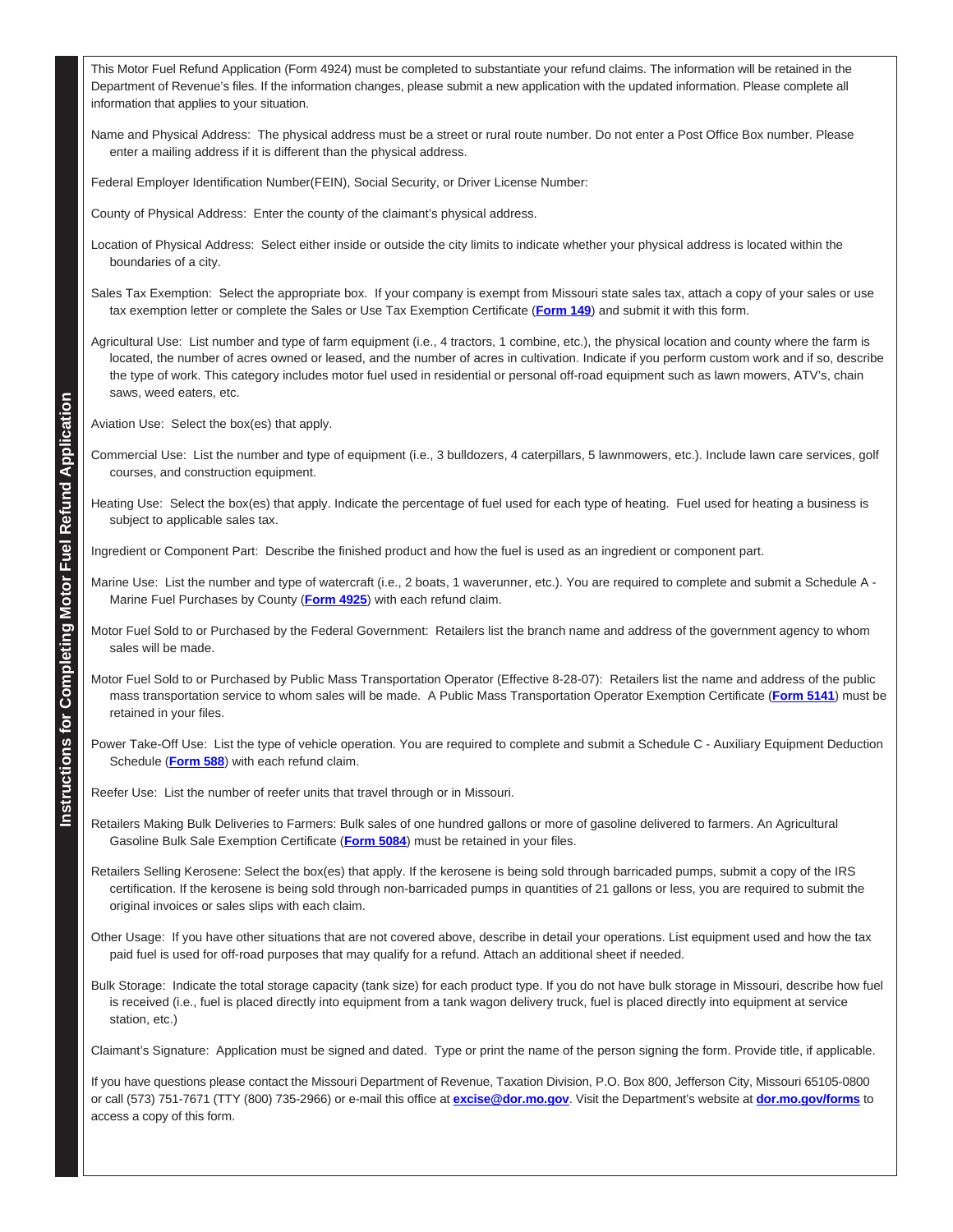# Instructions for Completing Motor Fuel Refund Application

This Motor Fuel Refund Application (Form 4924) must be completed to substantiate your refund claims. The information will be retained in the Department of Revenue's files. If the information changes, please submit a new application with the updated information. Please complete all information that applies to your situation.

Name and Physical Address: The physical address must be a street or rural route number. Do not enter a Post Office Box number. Please enter a mailing address if it is different than the physical address.

Federal Employer Identification Number(FEIN), Social Security, or Driver License Number:

County of Physical Address: Enter the county of the claimant's physical address.

Location of Physical Address: Select either inside or outside the city limits to indicate whether your physical address is located within the boundaries of a city.

Sales Tax Exemption: Select the appropriate box. If your company is exempt from Missouri state sales tax, attach a copy of your sales or use tax exemption letter or complete the Sales or Use Tax Exemption Certificate (**Form 149**) and submit it with this form.

Agricultural Use: List number and type of farm equipment (i.e., 4 tractors, 1 combine, etc.), the physical location and county where the farm is located, the number of acres owned or leased, and the number of acres in cultivation. Indicate if you perform custom work and if so, describe the type of work. This category includes motor fuel used in residential or personal off-road equipment such as lawn mowers, ATV's, chain saws, weed eaters, etc.

Aviation Use: Select the box(es) that apply.

Commercial Use: List the number and type of equipment (i.e., 3 bulldozers, 4 caterpillars, 5 lawnmowers, etc.). Include lawn care services, golf courses, and construction equipment.

Heating Use: Select the box(es) that apply. Indicate the percentage of fuel used for each type of heating. Fuel used for heating a business is subject to applicable sales tax.

Ingredient or Component Part: Describe the finished product and how the fuel is used as an ingredient or component part.

Marine Use: List the number and type of watercraft (i.e., 2 boats, 1 waverunner, etc.). You are required to complete and submit a Schedule A - Marine Fuel Purchases by County (**Form 4925**) with each refund claim.

Motor Fuel Sold to or Purchased by the Federal Government: Retailers list the branch name and address of the government agency to whom sales will be made.

Motor Fuel Sold to or Purchased by Public Mass Transportation Operator (Effective 8-28-07): Retailers list the name and address of the public mass transportation service to whom sales will be made. A Public Mass Transportation Operator Exemption Certificate (**Form 5141**) must be retained in your files.

Power Take-Off Use: List the type of vehicle operation. You are required to complete and submit a Schedule C - Auxiliary Equipment Deduction Schedule (**Form 588**) with each refund claim.

Reefer Use: List the number of reefer units that travel through or in Missouri.

Retailers Making Bulk Deliveries to Farmers: Bulk sales of one hundred gallons or more of gasoline delivered to farmers. An Agricultural Gasoline Bulk Sale Exemption Certificate (**Form 5084**) must be retained in your files.

Retailers Selling Kerosene: Select the box(es) that apply. If the kerosene is being sold through barricaded pumps, submit a copy of the IRS certification. If the kerosene is being sold through non-barricaded pumps in quantities of 21 gallons or less, you are required to submit the original invoices or sales slips with each claim.

Other Usage: If you have other situations that are not covered above, describe in detail your operations. List equipment used and how the tax paid fuel is used for off-road purposes that may qualify for a refund. Attach an additional sheet if needed.

Bulk Storage: Indicate the total storage capacity (tank size) for each product type. If you do not have bulk storage in Missouri, describe how fuel is received (i.e., fuel is placed directly into equipment from a tank wagon delivery truck, fuel is placed directly into equipment at service station, etc.)

Claimant's Signature: Application must be signed and dated. Type or print the name of the person signing the form. Provide title, if applicable.

If you have questions please contact the Missouri Department of Revenue, Taxation Division, P.O. Box 800, Jefferson City, Missouri 65105-0800 or call (573) 751-7671 (TTY (800) 735-2966) or e-mail this office at **excise@dor.mo.gov**. Visit the Department's website at **dor.mo.gov/forms** to access a copy of this form.